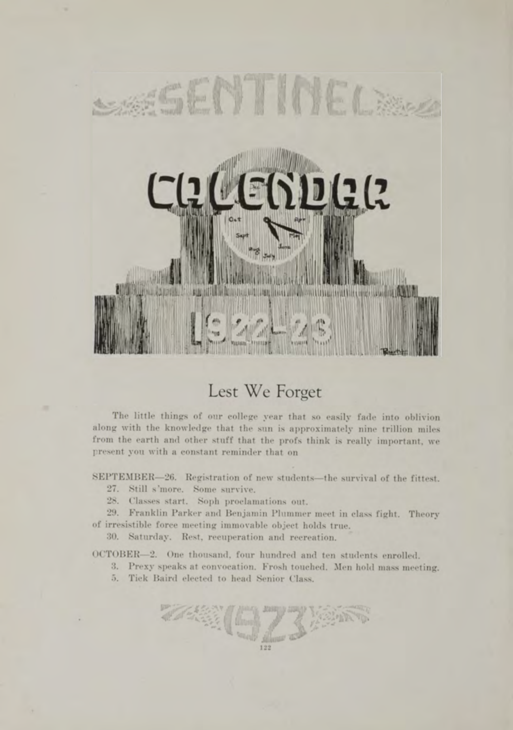# CALENDAR 1922-23

## Lest We Forget

The little things of our college year that so easily fade into oblivion along with the knowledge that the sun is approximately nine trillion miles from the earth and other stuff that the profs think is really important, we present you with a constant reminder that on

SEPTEMBER—26. Registration of new students—the survival of the fittest.

27. Still s'more. Some survive.

28. Classes start. Soph proclamations out.

29. Franklin Parker and Benjamin Plummer meet in class fight. Theory of irresistible force meeting immovable object holds true.

30. Saturday. Rest, recuperation and recreation.

OCTOBER—2. One thousand, four hundred and ten students enrolled.

3. Prexy speaks at convocation. Frosh touched. Men hold mass meeting.

5. Tick Baird elected to head Senior Class.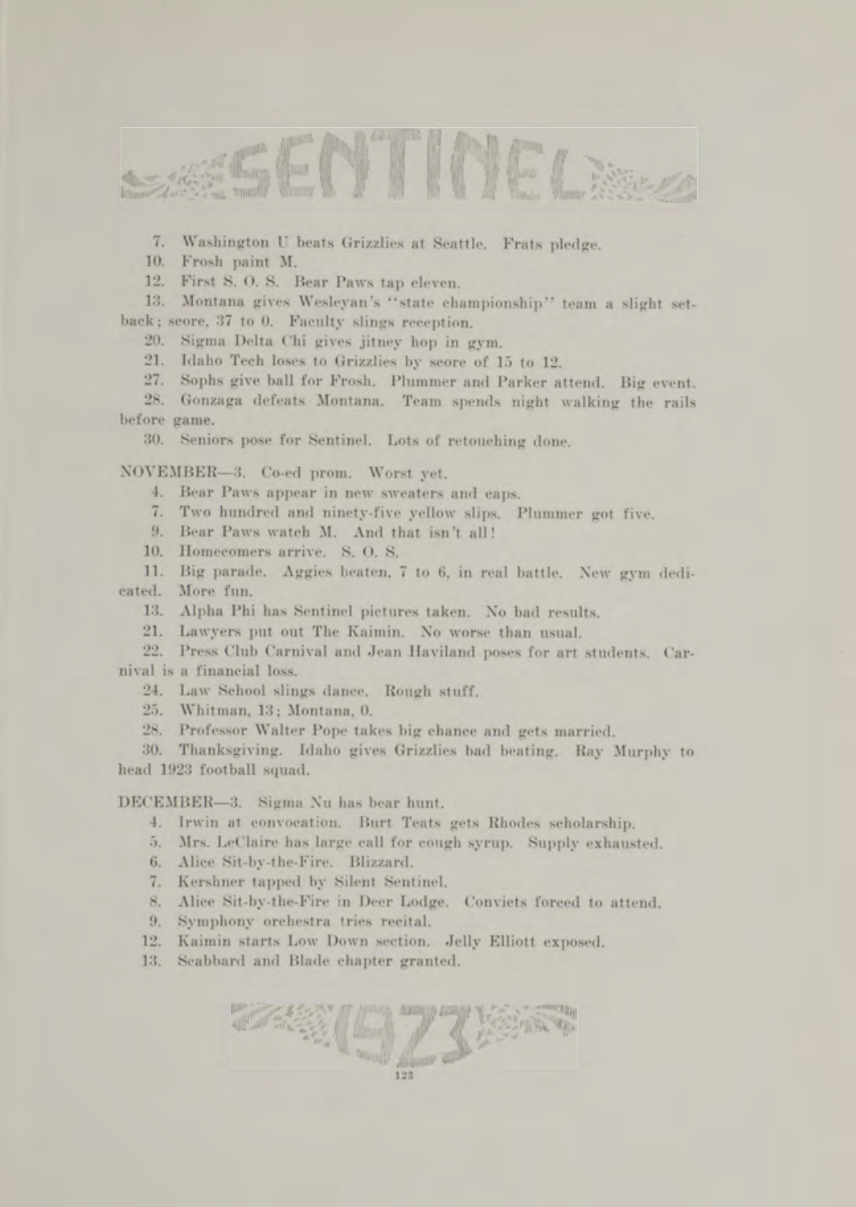7. Washington U beats Grizzlies at Seattle. Frats pledge.

10. Frosh paint M.

12. First S. O. S. Bear Paws tap eleven.

13. Montana gives Wesleyan's "state championship" team a slight setback; score, 37 to 0. Faculty slings reception.

20. Sigma Delta Chi gives jitney hop in gym.

21. Idaho Tech loses to Grizzlies by score of 15 to 12.

27. Sophs give ball for Frosh. Plummer and Parker attend. Big event.

28. Gonzaga defeats Montana. Team spends night walking the rails before game.

30. Seniors pose for Sentinel. Lots of retouching done.

NOVEMBER—3. Co-ed prom. Worst yet.

4. Bear Paws appear in new sweaters and caps.

7. Two hundred and ninety-five yellow slips. Plummer got five.

9. Bear Paws watch M. And that isn't all!

10. Homecomers arrive. S. O. S.

11. Big parade. Aggies beaten, 7 to 6, in real battle. New gym dedicated. More fun.

13. Alpha Phi has Sentinel pictures taken. No bad results.

21. Lawyers put out The Kaimin. No worse than usual.

22. Press Club Carnival and Jean Haviland poses for art students. Carnival is a financial loss.

24. Law School slings dance. Rough stuff.

25. Whitman, 13; Montana, 0.

28. Professor Walter Pope takes big chance and gets married.

30. Thanksgiving. Idaho gives Grizzlies bad beating. Ray Murphy to head 1923 football squad.

DECEMBER—3. Sigma Nu has bear hunt.

4. Irwin at convocation. Burt Teats gets Rhodes scholarship.

5. Mrs. LeClaire has large call for cough syrup. Supply exhausted.

6. Alice Sit-by-the-Fire. Blizzard.

7. Kershner tapped by Silent Sentinel.

8. Alice Sit-by-the-Fire in Deer Lodge. Convicts forced to attend.

9. Symphony orchestra tries recital.

12. Kaimin starts Low Down section. Jelly Elliott exposed.

13. Scabbard and Blade chapter granted.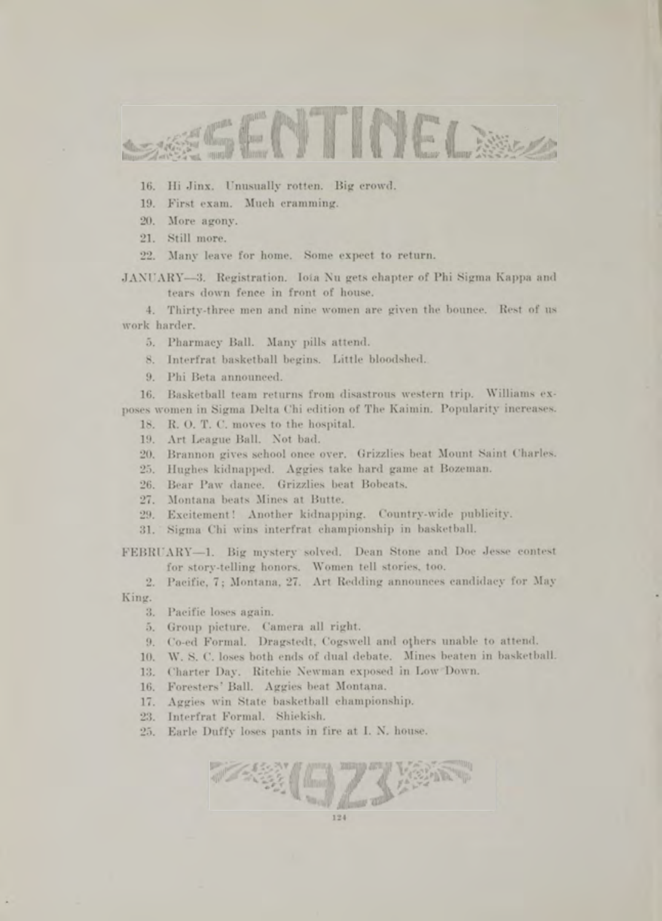16. Hi Jinx. Unusually rotten. Big crowd.

19. First exam. Much cramming.

20. More agony.

21. Still more.

22. Many leave for home. Some expect to return.

JANUARY—3. Registration. Iota Nu gets chapter of Phi Sigma Kappa and tears down fence in front of house.

4. Thirty-three men and nine women are given the bounce. Rest of us work harder.

5. Pharmacy Ball. Many pills attend.

8. Interfrat basketball begins. Little bloodshed.

9. Phi Beta announced.

16. Basketball team returns from disastrous western trip. Williams exposes women in Sigma Delta Chi edition of The Kaimin. Popularity increases.

18. R. O. T. C. moves to the hospital.

19. Art League Ball. Not bad.

20. Brannon gives school once over. Grizzlies beat Mount Saint Charles.

25. Hughes kidnapped. Aggies take hard game at Bozeman.

26. Bear Paw dance. Grizzlies beat Bobcats.

27. Montana beats Mines at Butte.

29. Excitement! Another kidnapping. Country-wide publicity.

31. Sigma Chi wins interfrat championship in basketball.

FEBRUARY—1. Big mystery solved. Dean Stone and Doc Jesse contest for story-telling honors. Women tell stories, too.

2. Pacific, 7; Montana, 27. Art Redding announces candidacy for May King.

3. Pacific loses again.

5. Group picture. Camera all right.

9. Co-ed Formal. Dragstedt, Cogswell and others unable to attend.

10. W. S. C. loses both ends of dual debate. Mines beaten in basketball.

13. Charter Day. Ritchie Newman exposed in Low Down.

16. Foresters' Ball. Aggies beat Montana.

17. Aggies win State basketball championship.

23. Interfrat Formal. Shiekish.

25. Earle Duffy loses pants in fire at I. N. house.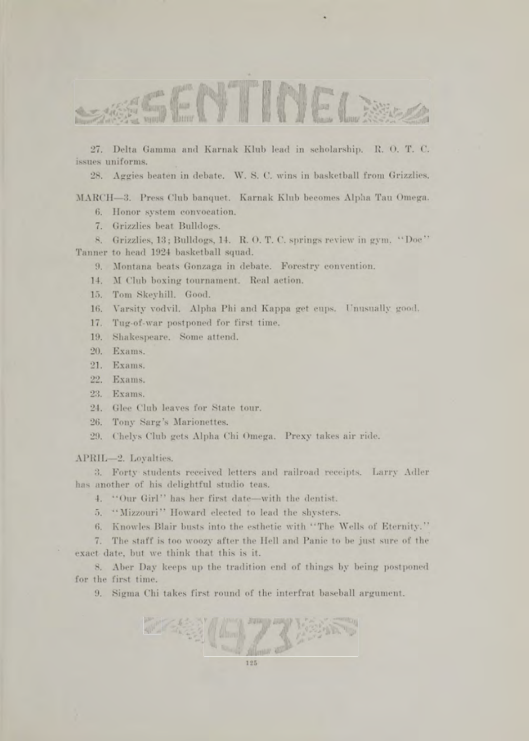27. Delta Gamma and Karnak Klub lead in scholarship. R. O. T. C. issues uniforms.

28. Aggies beaten in debate. W. S. C. wins in basketball from Grizzlies.

MARCH—3. Press Club banquet. Karnak Klub becomes Alpha Tau Omega.

6. Honor system convocation.

7. Grizzlies beat Bulldogs.

8. Grizzlies, 13; Bulldogs, 14. R. O. T. C. springs review in gym. "Doc" Tanner to head 1924 basketball squad.

9. Montana beats Gonzaga in debate. Forestry convention.

14. M Club boxing tournament. Real action.

15. Tom Skeyhill. Good.

16. Varsity vodvil. Alpha Phi and Kappa get cups. Unusually good.

17. Tug-of-war postponed for first time.

19. Shakespeare. Some attend.

20. Exams.

21. Exams.

22. Exams.

23. Exams.

24. Glee Club leaves for State tour.

26. Tony Sarg's Marionettes.

29. Chelys Club gets Alpha Chi Omega. Prexy takes air ride.

APRIL—2. Loyalties.

3. Forty students received letters and railroad receipts. Larry Adler has another of his delightful studio teas.

4. "Our Girl" has her first date—with the dentist.

5. "Mizzouri" Howard elected to lead the shysters.

6. Knowles Blair busts into the esthetic with "The Wells of Eternity."

7. The staff is too woozy after the Hell and Panic to be just sure of the exact date, but we think that this is it.

8. Aber Day keeps up the tradition end of things by being postponed for the first time.

9. Sigma Chi takes first round of the interfrat baseball argument.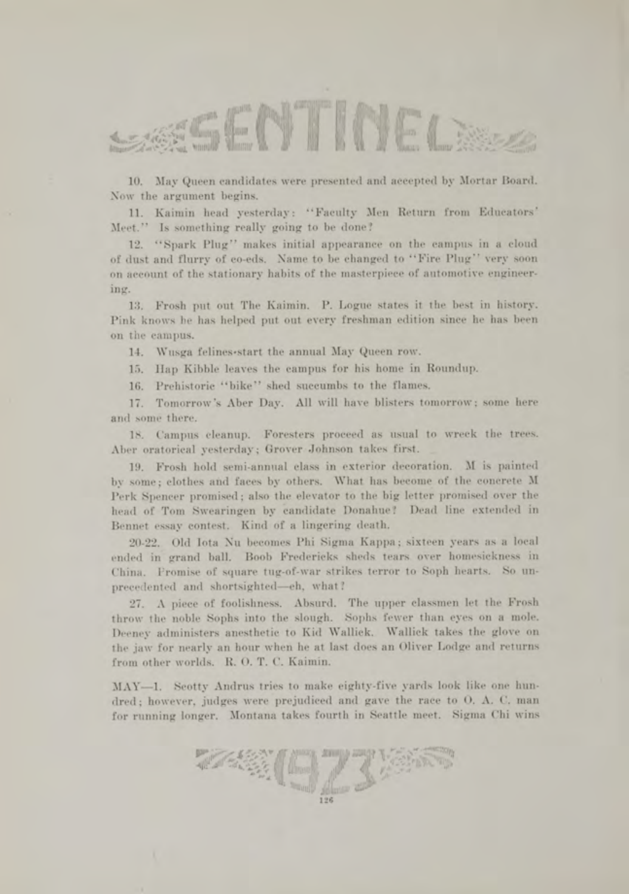10. May Queen candidates were presented and accepted by Mortar Board. Now the argument begins.

11. Kaimin head yesterday: "Faculty Men Return from Educators' Meet." Is something really going to be done?

12. "Spark Plug" makes initial appearance on the campus in a cloud of dust and flurry of co-eds. Name to be changed to "Fire Plug" very soon on account of the stationary habits of the masterpiece of automotive engineering.

13. Frosh put out The Kaimin. P. Logue states it the best in history. Pink knows he has helped put out every freshman edition since he has been on the campus.

14. Wusga felines start the annual May Queen row.

15. Hap Kibble leaves the campus for his home in Roundup.

16. Prehistoric "bike" shed succumbs to the flames.

17. Tomorrow's Aber Day. All will have blisters tomorrow; some here and some there.

18. Campus cleanup. Foresters proceed as usual to wreck the trees. Aber oratorical yesterday; Grover Johnson takes first.

19. Frosh hold semi-annual class in exterior decoration. M is painted by some; clothes and faces by others. What has become of the concrete M Perk Spencer promised; also the elevator to the big letter promised over the head of Tom Swearingen by candidate Donahue? Dead line extended in Bennet essay contest. Kind of a lingering death.

20-22. Old Iota Nu becomes Phi Sigma Kappa; sixteen years as a local ended in grand ball. Boob Fredericks sheds tears over homesickness in China. Promise of square tug-of-war strikes terror to Soph hearts. So unprecedented and shortsighted—eh, what?

27. A piece of foolishness. Absurd. The upper classmen let the Frosh throw the noble Sophs into the slough. Sophs fewer than eyes on a mole. Deeney administers anesthetic to Kid Wallick. Wallick takes the glove on the jaw for nearly an hour when he at last does an Oliver Lodge and returns from other worlds. R. O. T. C. Kaimin.

MAY—1. Scotty Andrus tries to make eighty-five yards look like one hundred; however, judges were prejudiced and gave the race to O. A. C. man for running longer. Montana takes fourth in Seattle meet. Sigma Chi wins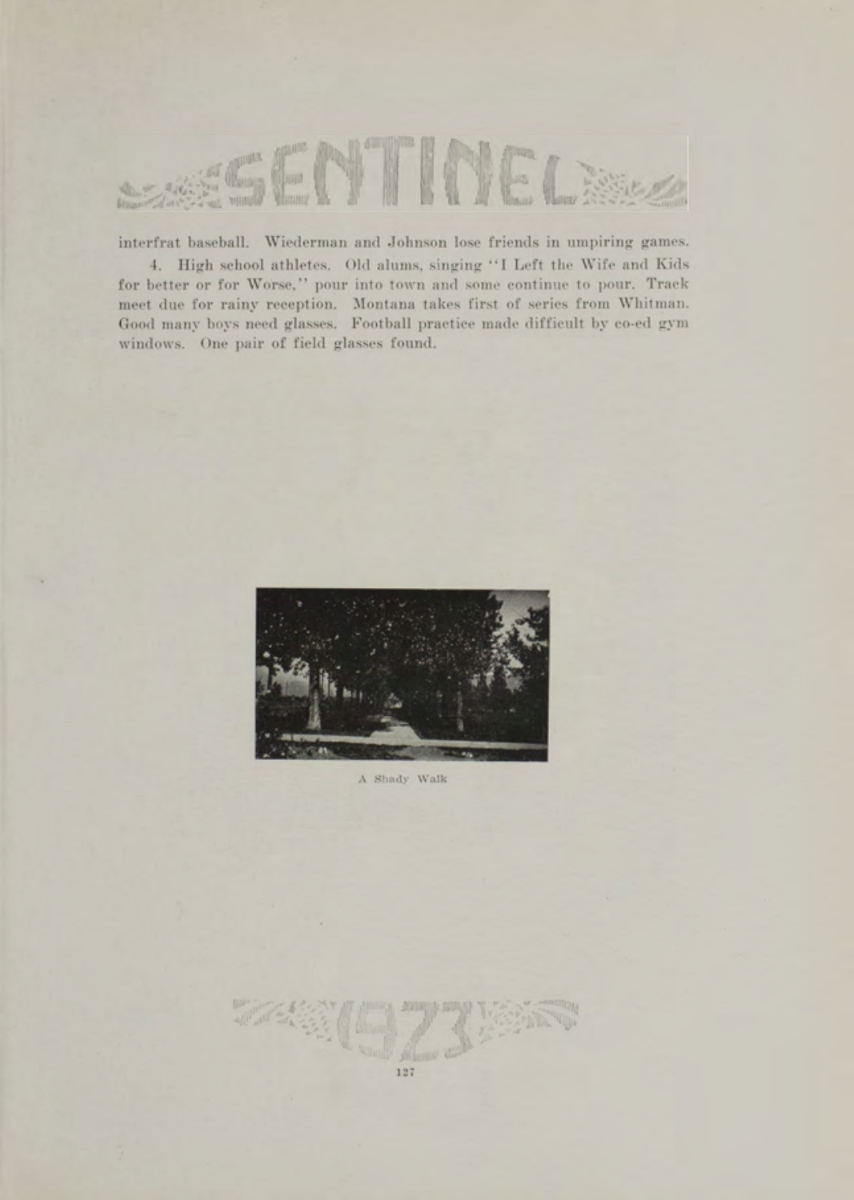interfrat baseball. Wiederman and Johnson lose friends in umpiring games.

4. High school athletes. Old alums, singing "I Left the Wife and Kids for better or for Worse," pour into town and some continue to pour. Track meet due for rainy reception. Montana takes first of series from Whitman. Good many boys need glasses. Football practice made difficult by co-ed gym windows. One pair of field glasses found.

A Shady Walk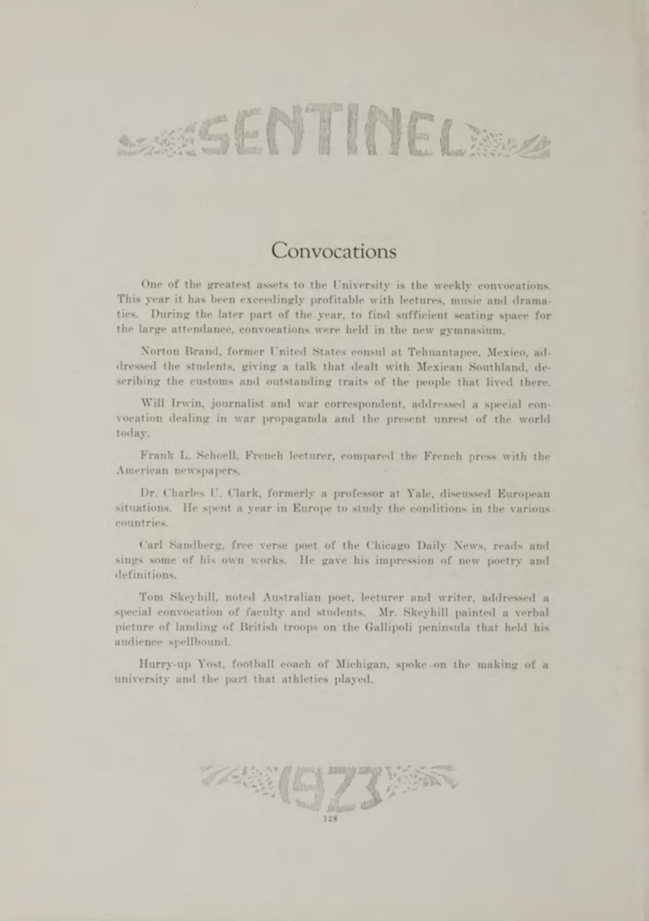# Convocations

One of the greatest assets to the University is the weekly convocations. This year it has been exceedingly profitable with lectures, music and dramatics. During the later part of the year, to find sufficient seating space for the large attendance, convocations were held in the new gymnasium.

Norton Brand, former United States consul at Tehuantapec, Mexico, addressed the students, giving a talk that dealt with Mexican Southland, describing the customs and outstanding traits of the people that lived there.

Will Irwin, journalist and war correspondent, addressed a special convocation dealing in war propaganda and the present unrest of the world today.

Frank L. Schoell, French lecturer, compared the French press with the American newspapers.

Dr. Charles U. Clark, formerly a professor at Yale, discussed European situations. He spent a year in Europe to study the conditions in the various countries.

Carl Sandberg, free verse poet of the Chicago Daily News, reads and sings some of his own works. He gave his impression of new poetry and definitions.

Tom Skeyhill, noted Australian poet, lecturer and writer, addressed a special convocation of faculty and students. Mr. Skeyhill painted a verbal picture of landing of British troops on the Gallipoli peninsula that held his audience spellbound.

Hurry-up Yost, football coach of Michigan, spoke on the making of a university and the part that athletics played.